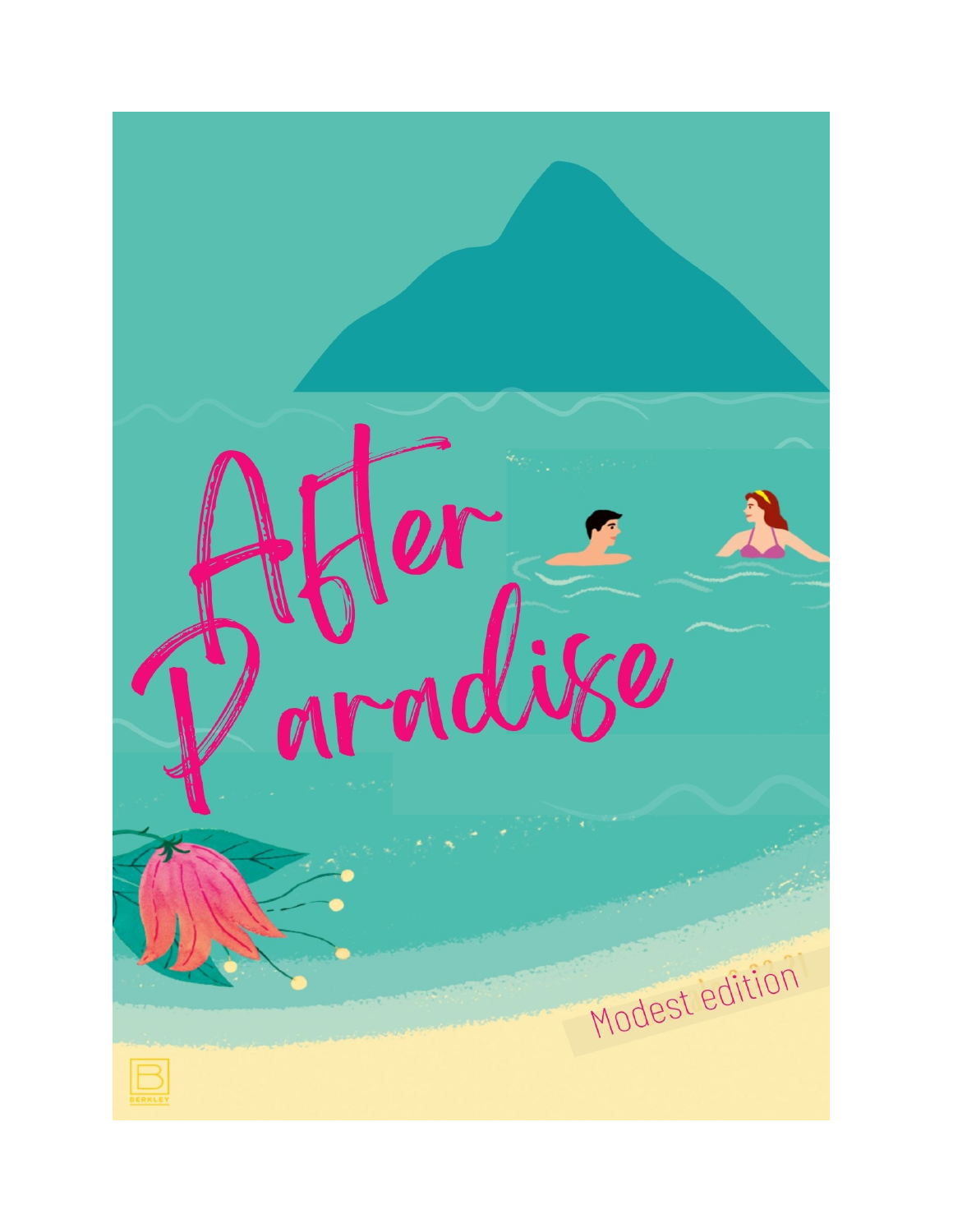# After Paradise

Modest edition

BERKLEY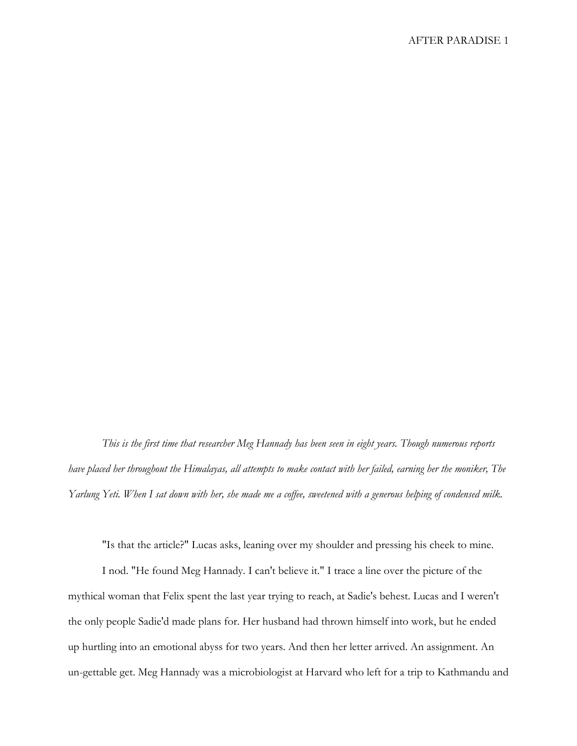*This is the first time that researcher Meg Hannady has been seen in eight years. Though numerous reports have placed her throughout the Himalayas, all attempts to make contact with her failed, earning her the moniker, The Yarlung Yeti. When I sat down with her, she made me a coffee, sweetened with a generous helping of condensed milk.*

"Is that the article?" Lucas asks, leaning over my shoulder and pressing his cheek to mine.

I nod. "He found Meg Hannady. I can't believe it." I trace a line over the picture of the mythical woman that Felix spent the last year trying to reach, at Sadie's behest. Lucas and I weren't the only people Sadie'd made plans for. Her husband had thrown himself into work, but he ended up hurtling into an emotional abyss for two years. And then her letter arrived. An assignment. An un-gettable get. Meg Hannady was a microbiologist at Harvard who left for a trip to Kathmandu and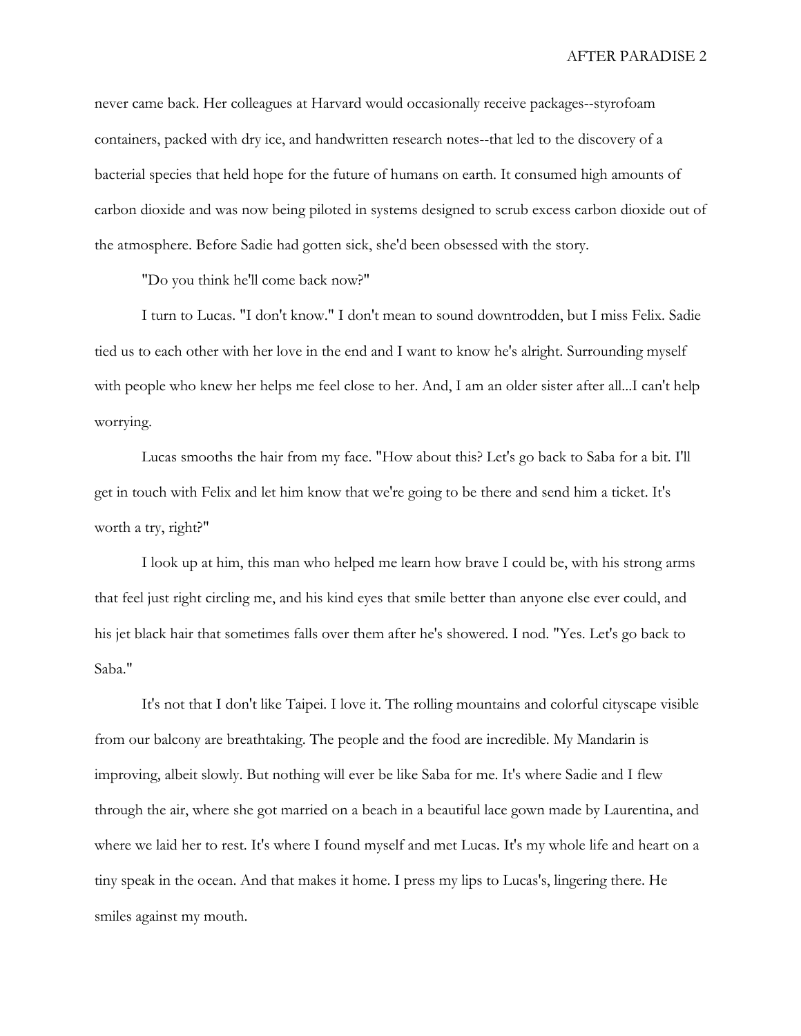never came back. Her colleagues at Harvard would occasionally receive packages--styrofoam containers, packed with dry ice, and handwritten research notes--that led to the discovery of a bacterial species that held hope for the future of humans on earth. It consumed high amounts of carbon dioxide and was now being piloted in systems designed to scrub excess carbon dioxide out of the atmosphere. Before Sadie had gotten sick, she'd been obsessed with the story.

"Do you think he'll come back now?"

I turn to Lucas. "I don't know." I don't mean to sound downtrodden, but I miss Felix. Sadie tied us to each other with her love in the end and I want to know he's alright. Surrounding myself with people who knew her helps me feel close to her. And, I am an older sister after all...I can't help worrying.

Lucas smooths the hair from my face. "How about this? Let's go back to Saba for a bit. I'll get in touch with Felix and let him know that we're going to be there and send him a ticket. It's worth a try, right?"

I look up at him, this man who helped me learn how brave I could be, with his strong arms that feel just right circling me, and his kind eyes that smile better than anyone else ever could, and his jet black hair that sometimes falls over them after he's showered. I nod. "Yes. Let's go back to Saba."

It's not that I don't like Taipei. I love it. The rolling mountains and colorful cityscape visible from our balcony are breathtaking. The people and the food are incredible. My Mandarin is improving, albeit slowly. But nothing will ever be like Saba for me. It's where Sadie and I flew through the air, where she got married on a beach in a beautiful lace gown made by Laurentina, and where we laid her to rest. It's where I found myself and met Lucas. It's my whole life and heart on a tiny speak in the ocean. And that makes it home. I press my lips to Lucas's, lingering there. He smiles against my mouth.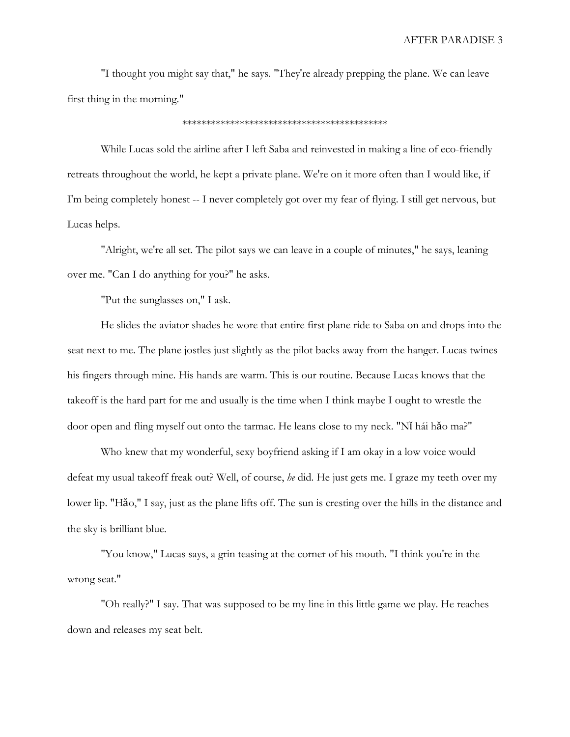"I thought you might say that," he says. "They're already prepping the plane. We can leave first thing in the morning."

*******************************************

While Lucas sold the airline after I left Saba and reinvested in making a line of eco-friendly retreats throughout the world, he kept a private plane. We're on it more often than I would like, if I'm being completely honest -- I never completely got over my fear of flying. I still get nervous, but Lucas helps.

"Alright, we're all set. The pilot says we can leave in a couple of minutes," he says, leaning over me. "Can I do anything for you?" he asks.

"Put the sunglasses on," I ask.

He slides the aviator shades he wore that entire first plane ride to Saba on and drops into the seat next to me. The plane jostles just slightly as the pilot backs away from the hanger. Lucas twines his fingers through mine. His hands are warm. This is our routine. Because Lucas knows that the takeoff is the hard part for me and usually is the time when I think maybe I ought to wrestle the door open and fling myself out onto the tarmac. He leans close to my neck. "Nǐ hái hǎo ma?"

Who knew that my wonderful, sexy boyfriend asking if I am okay in a low voice would defeat my usual takeoff freak out? Well, of course, *he* did. He just gets me. I graze my teeth over my lower lip. "Hǎo," I say, just as the plane lifts off. The sun is cresting over the hills in the distance and the sky is brilliant blue.

"You know," Lucas says, a grin teasing at the corner of his mouth. "I think you're in the wrong seat."

"Oh really?" I say. That was supposed to be my line in this little game we play. He reaches down and releases my seat belt.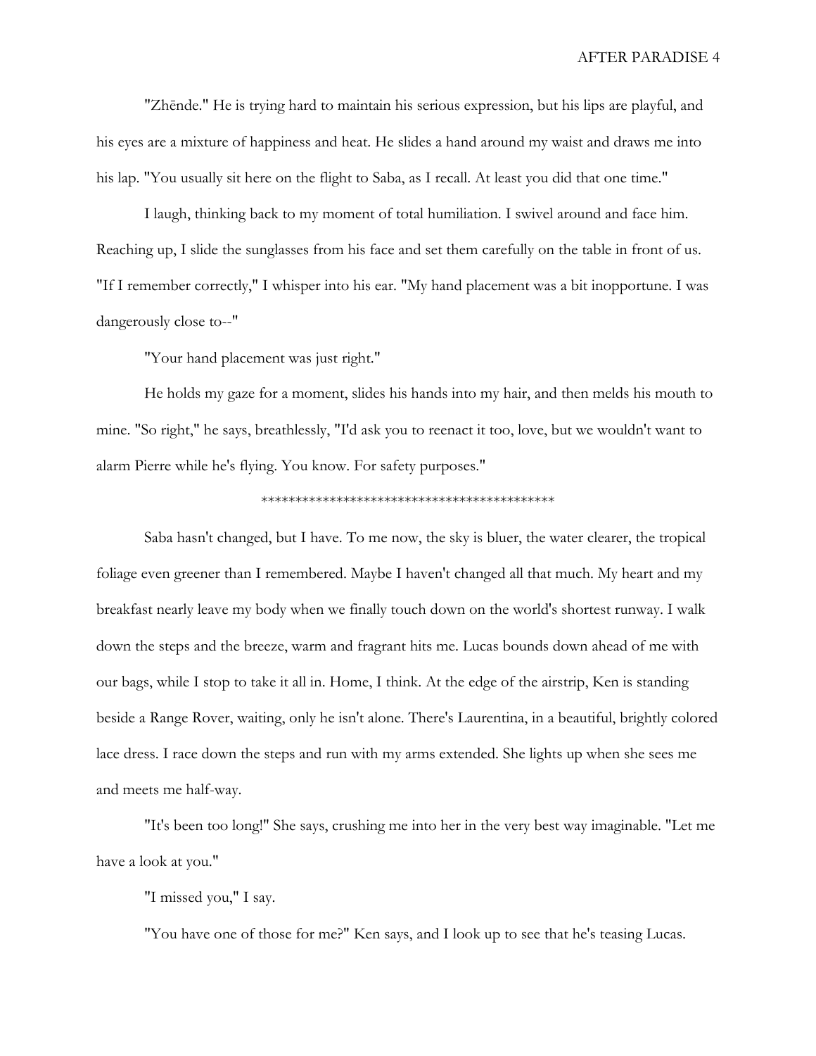"Zhēnde." He is trying hard to maintain his serious expression, but his lips are playful, and his eyes are a mixture of happiness and heat. He slides a hand around my waist and draws me into his lap. "You usually sit here on the flight to Saba, as I recall. At least you did that one time."

I laugh, thinking back to my moment of total humiliation. I swivel around and face him. Reaching up, I slide the sunglasses from his face and set them carefully on the table in front of us. "If I remember correctly," I whisper into his ear. "My hand placement was a bit inopportune. I was dangerously close to--"

"Your hand placement was just right."

He holds my gaze for a moment, slides his hands into my hair, and then melds his mouth to mine. "So right," he says, breathlessly, "I'd ask you to reenact it too, love, but we wouldn't want to alarm Pierre while he's flying. You know. For safety purposes."

*******************************************

Saba hasn't changed, but I have. To me now, the sky is bluer, the water clearer, the tropical foliage even greener than I remembered. Maybe I haven't changed all that much. My heart and my breakfast nearly leave my body when we finally touch down on the world's shortest runway. I walk down the steps and the breeze, warm and fragrant hits me. Lucas bounds down ahead of me with our bags, while I stop to take it all in. Home, I think. At the edge of the airstrip, Ken is standing beside a Range Rover, waiting, only he isn't alone. There's Laurentina, in a beautiful, brightly colored lace dress. I race down the steps and run with my arms extended. She lights up when she sees me and meets me half-way.

"It's been too long!" She says, crushing me into her in the very best way imaginable. "Let me have a look at you."

"I missed you," I say.

"You have one of those for me?" Ken says, and I look up to see that he's teasing Lucas.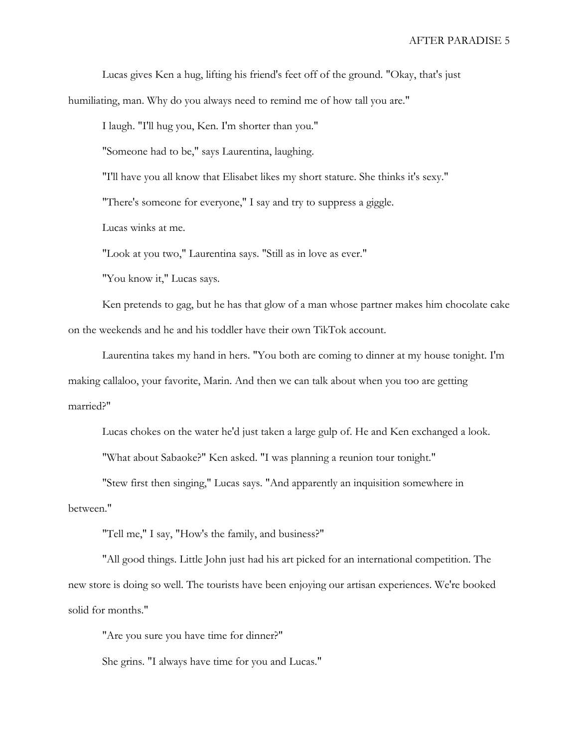Lucas gives Ken a hug, lifting his friend's feet off of the ground. "Okay, that's just humiliating, man. Why do you always need to remind me of how tall you are."

I laugh. "I'll hug you, Ken. I'm shorter than you."

"Someone had to be," says Laurentina, laughing.

"I'll have you all know that Elisabet likes my short stature. She thinks it's sexy."

"There's someone for everyone," I say and try to suppress a giggle.

Lucas winks at me.

"Look at you two," Laurentina says. "Still as in love as ever."

"You know it," Lucas says.

Ken pretends to gag, but he has that glow of a man whose partner makes him chocolate cake on the weekends and he and his toddler have their own TikTok account.

Laurentina takes my hand in hers. "You both are coming to dinner at my house tonight. I'm making callaloo, your favorite, Marin. And then we can talk about when you too are getting married?"

Lucas chokes on the water he'd just taken a large gulp of. He and Ken exchanged a look.

"What about Sabaoke?" Ken asked. "I was planning a reunion tour tonight."

"Stew first then singing," Lucas says. "And apparently an inquisition somewhere in between."

"Tell me," I say, "How's the family, and business?"

"All good things. Little John just had his art picked for an international competition. The new store is doing so well. The tourists have been enjoying our artisan experiences. We're booked solid for months."

"Are you sure you have time for dinner?"

She grins. "I always have time for you and Lucas."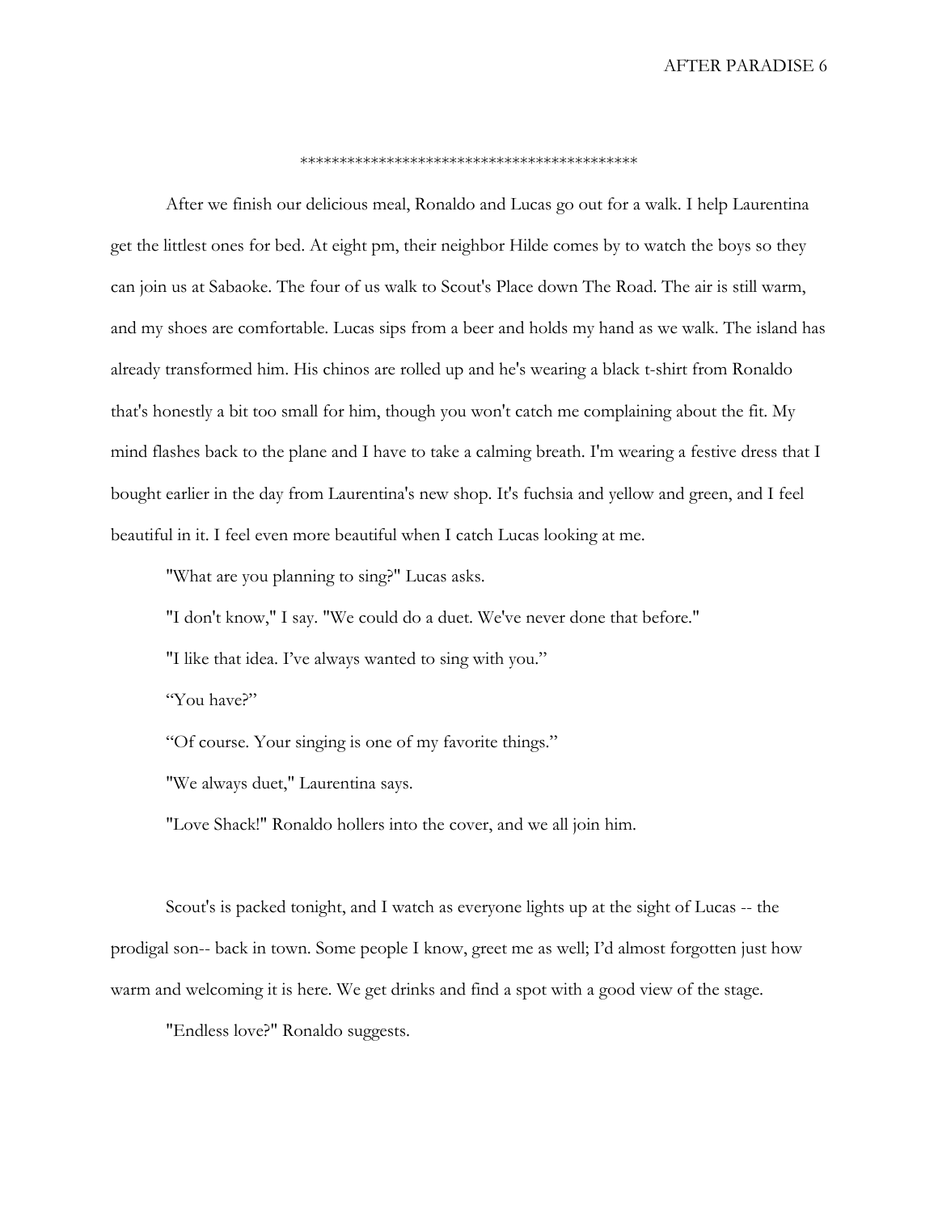******************************************

After we finish our delicious meal, Ronaldo and Lucas go out for a walk. I help Laurentina get the littlest ones for bed. At eight pm, their neighbor Hilde comes by to watch the boys so they can join us at Sabaoke. The four of us walk to Scout's Place down The Road. The air is still warm, and my shoes are comfortable. Lucas sips from a beer and holds my hand as we walk. The island has already transformed him. His chinos are rolled up and he's wearing a black t-shirt from Ronaldo that's honestly a bit too small for him, though you won't catch me complaining about the fit. My mind flashes back to the plane and I have to take a calming breath. I'm wearing a festive dress that I bought earlier in the day from Laurentina's new shop. It's fuchsia and yellow and green, and I feel beautiful in it. I feel even more beautiful when I catch Lucas looking at me.

"What are you planning to sing?" Lucas asks.

"I don't know," I say. "We could do a duet. We've never done that before."

"I like that idea. I've always wanted to sing with you."

"You have?"

"Of course. Your singing is one of my favorite things."

"We always duet," Laurentina says.

"Love Shack!" Ronaldo hollers into the cover, and we all join him.

Scout's is packed tonight, and I watch as everyone lights up at the sight of Lucas -- the prodigal son-- back in town. Some people I know, greet me as well; I'd almost forgotten just how warm and welcoming it is here. We get drinks and find a spot with a good view of the stage.

"Endless love?" Ronaldo suggests.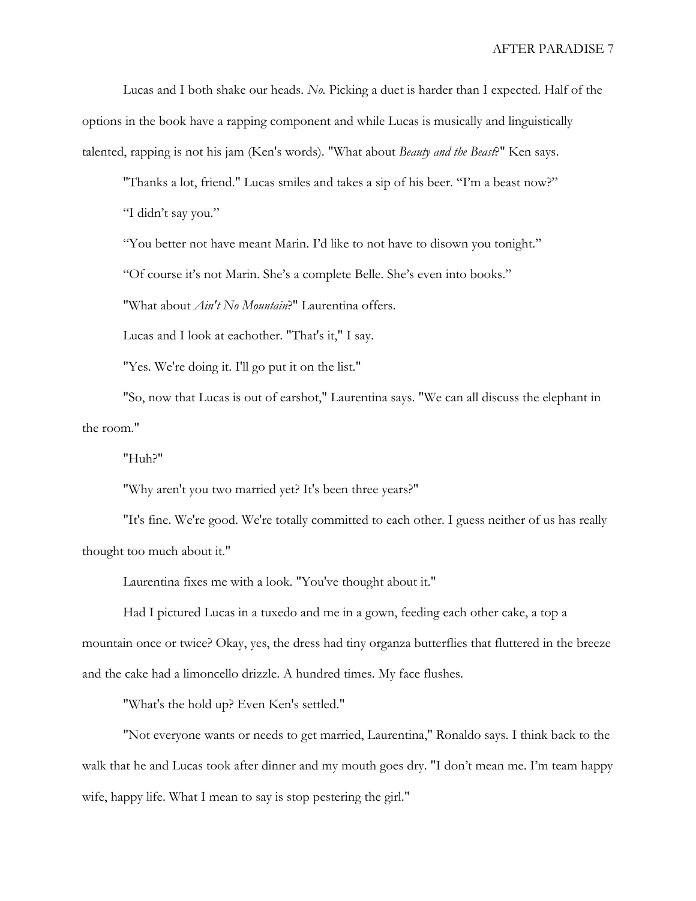Lucas and I both shake our heads. *No.* Picking a duet is harder than I expected. Half of the options in the book have a rapping component and while Lucas is musically and linguistically talented, rapping is not his jam (Ken's words). "What about *Beauty and the Beast*?" Ken says.

"Thanks a lot, friend." Lucas smiles and takes a sip of his beer. "I'm a beast now?"

"I didn't say you."

"You better not have meant Marin. I'd like to not have to disown you tonight."

"Of course it's not Marin. She's a complete Belle. She's even into books."

"What about *Ain't No Mountain*?" Laurentina offers.

Lucas and I look at eachother. "That's it," I say.

"Yes. We're doing it. I'll go put it on the list."

"So, now that Lucas is out of earshot," Laurentina says. "We can all discuss the elephant in the room."

"Huh?"

"Why aren't you two married yet? It's been three years?"

"It's fine. We're good. We're totally committed to each other. I guess neither of us has really thought too much about it."

Laurentina fixes me with a look. "You've thought about it."

Had I pictured Lucas in a tuxedo and me in a gown, feeding each other cake, a top a mountain once or twice? Okay, yes, the dress had tiny organza butterflies that fluttered in the breeze and the cake had a limoncello drizzle. A hundred times. My face flushes.

"What's the hold up? Even Ken's settled."

"Not everyone wants or needs to get married, Laurentina," Ronaldo says. I think back to the walk that he and Lucas took after dinner and my mouth goes dry. "I don't mean me. I'm team happy wife, happy life. What I mean to say is stop pestering the girl."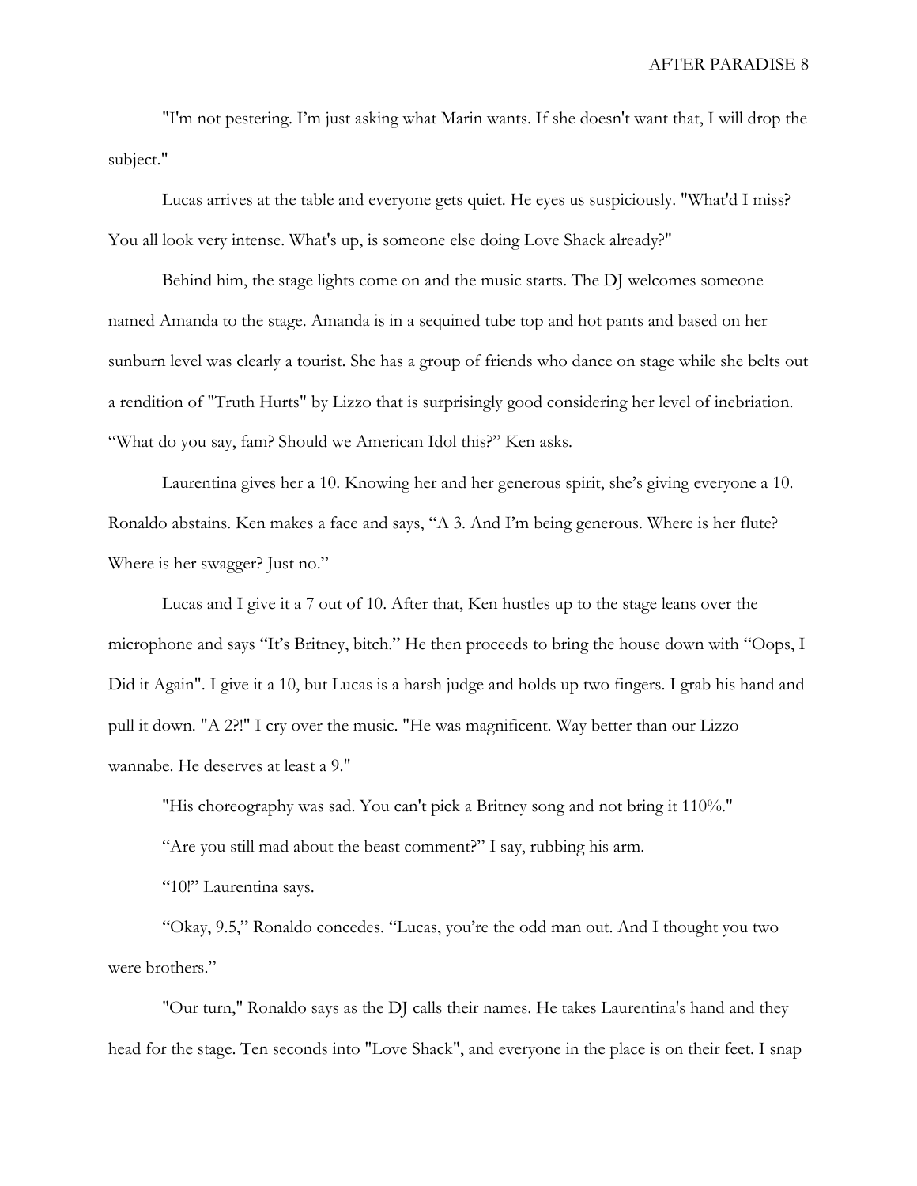"I'm not pestering. I'm just asking what Marin wants. If she doesn't want that, I will drop the subject."

Lucas arrives at the table and everyone gets quiet. He eyes us suspiciously. "What'd I miss? You all look very intense. What's up, is someone else doing Love Shack already?"

Behind him, the stage lights come on and the music starts. The DJ welcomes someone named Amanda to the stage. Amanda is in a sequined tube top and hot pants and based on her sunburn level was clearly a tourist. She has a group of friends who dance on stage while she belts out a rendition of "Truth Hurts" by Lizzo that is surprisingly good considering her level of inebriation. "What do you say, fam? Should we American Idol this?" Ken asks.

Laurentina gives her a 10. Knowing her and her generous spirit, she's giving everyone a 10. Ronaldo abstains. Ken makes a face and says, "A 3. And I'm being generous. Where is her flute? Where is her swagger? Just no."

Lucas and I give it a 7 out of 10. After that, Ken hustles up to the stage leans over the microphone and says "It's Britney, bitch." He then proceeds to bring the house down with "Oops, I Did it Again". I give it a 10, but Lucas is a harsh judge and holds up two fingers. I grab his hand and pull it down. "A 2?!" I cry over the music. "He was magnificent. Way better than our Lizzo wannabe. He deserves at least a 9."

"His choreography was sad. You can't pick a Britney song and not bring it 110%."

"Are you still mad about the beast comment?" I say, rubbing his arm.

"10!" Laurentina says.

"Okay, 9.5," Ronaldo concedes. "Lucas, you're the odd man out. And I thought you two were brothers."

"Our turn," Ronaldo says as the DJ calls their names. He takes Laurentina's hand and they head for the stage. Ten seconds into "Love Shack", and everyone in the place is on their feet. I snap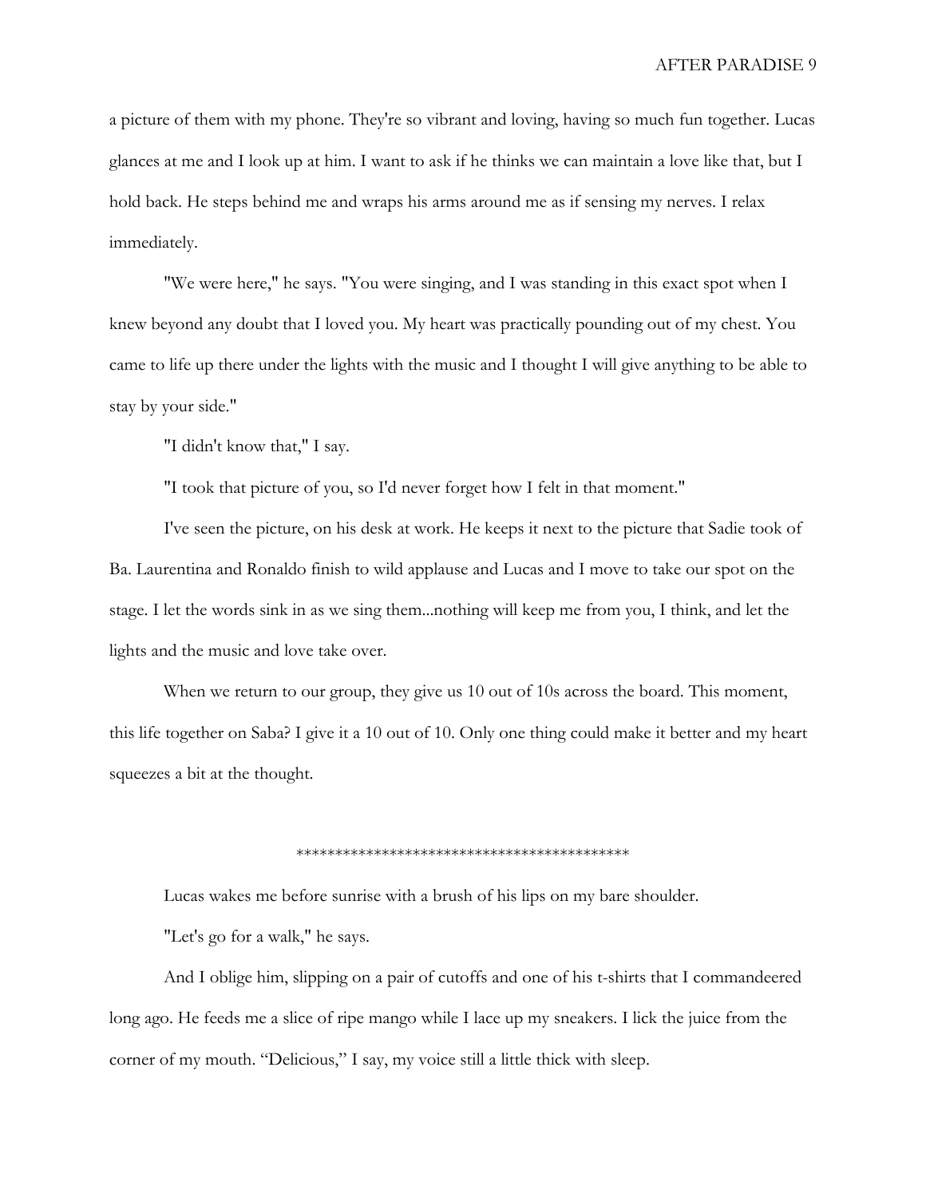a picture of them with my phone. They're so vibrant and loving, having so much fun together. Lucas glances at me and I look up at him. I want to ask if he thinks we can maintain a love like that, but I hold back. He steps behind me and wraps his arms around me as if sensing my nerves. I relax immediately.

"We were here," he says. "You were singing, and I was standing in this exact spot when I knew beyond any doubt that I loved you. My heart was practically pounding out of my chest. You came to life up there under the lights with the music and I thought I will give anything to be able to stay by your side."

"I didn't know that," I say.

"I took that picture of you, so I'd never forget how I felt in that moment."

I've seen the picture, on his desk at work. He keeps it next to the picture that Sadie took of Ba. Laurentina and Ronaldo finish to wild applause and Lucas and I move to take our spot on the stage. I let the words sink in as we sing them...nothing will keep me from you, I think, and let the lights and the music and love take over.

When we return to our group, they give us 10 out of 10s across the board. This moment, this life together on Saba? I give it a 10 out of 10. Only one thing could make it better and my heart squeezes a bit at the thought.

******************************************

Lucas wakes me before sunrise with a brush of his lips on my bare shoulder.

"Let's go for a walk," he says.

And I oblige him, slipping on a pair of cutoffs and one of his t-shirts that I commandeered long ago. He feeds me a slice of ripe mango while I lace up my sneakers. I lick the juice from the corner of my mouth. "Delicious," I say, my voice still a little thick with sleep.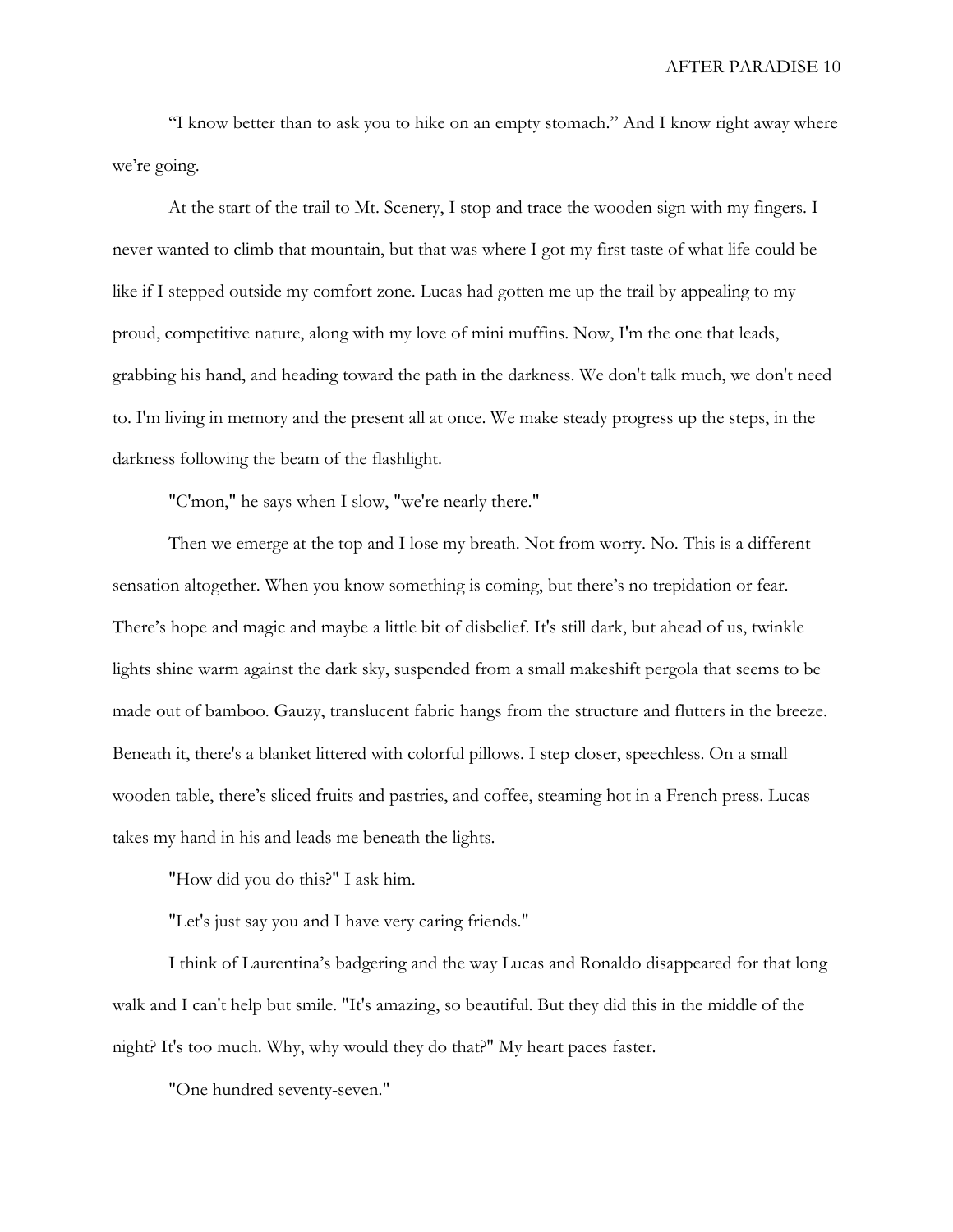"I know better than to ask you to hike on an empty stomach." And I know right away where we're going.

At the start of the trail to Mt. Scenery, I stop and trace the wooden sign with my fingers. I never wanted to climb that mountain, but that was where I got my first taste of what life could be like if I stepped outside my comfort zone. Lucas had gotten me up the trail by appealing to my proud, competitive nature, along with my love of mini muffins. Now, I'm the one that leads, grabbing his hand, and heading toward the path in the darkness. We don't talk much, we don't need to. I'm living in memory and the present all at once. We make steady progress up the steps, in the darkness following the beam of the flashlight.

"C'mon," he says when I slow, "we're nearly there."

Then we emerge at the top and I lose my breath. Not from worry. No. This is a different sensation altogether. When you know something is coming, but there's no trepidation or fear. There's hope and magic and maybe a little bit of disbelief. It's still dark, but ahead of us, twinkle lights shine warm against the dark sky, suspended from a small makeshift pergola that seems to be made out of bamboo. Gauzy, translucent fabric hangs from the structure and flutters in the breeze. Beneath it, there's a blanket littered with colorful pillows. I step closer, speechless. On a small wooden table, there's sliced fruits and pastries, and coffee, steaming hot in a French press. Lucas takes my hand in his and leads me beneath the lights.

"How did you do this?" I ask him.

"Let's just say you and I have very caring friends."

I think of Laurentina's badgering and the way Lucas and Ronaldo disappeared for that long walk and I can't help but smile. "It's amazing, so beautiful. But they did this in the middle of the night? It's too much. Why, why would they do that?" My heart paces faster.

"One hundred seventy-seven."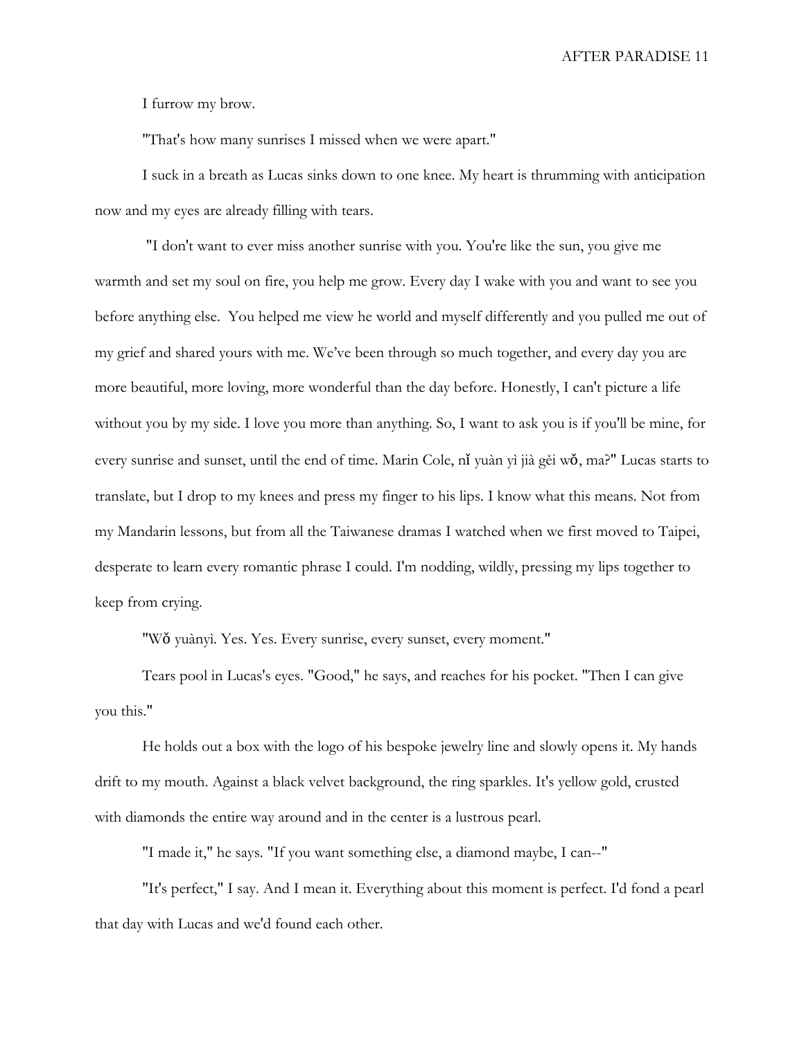I furrow my brow.

"That's how many sunrises I missed when we were apart."

I suck in a breath as Lucas sinks down to one knee. My heart is thrumming with anticipation now and my eyes are already filling with tears.

"I don't want to ever miss another sunrise with you. You're like the sun, you give me warmth and set my soul on fire, you help me grow. Every day I wake with you and want to see you before anything else. You helped me view he world and myself differently and you pulled me out of my grief and shared yours with me. We've been through so much together, and every day you are more beautiful, more loving, more wonderful than the day before. Honestly, I can't picture a life without you by my side. I love you more than anything. So, I want to ask you is if you'll be mine, for every sunrise and sunset, until the end of time. Marin Cole, nǐ yuàn yì jià gěi wǒ, ma?" Lucas starts to translate, but I drop to my knees and press my finger to his lips. I know what this means. Not from my Mandarin lessons, but from all the Taiwanese dramas I watched when we first moved to Taipei, desperate to learn every romantic phrase I could. I'm nodding, wildly, pressing my lips together to keep from crying.

"Wǒ yuànyì. Yes. Yes. Every sunrise, every sunset, every moment."

Tears pool in Lucas's eyes. "Good," he says, and reaches for his pocket. "Then I can give you this."

He holds out a box with the logo of his bespoke jewelry line and slowly opens it. My hands drift to my mouth. Against a black velvet background, the ring sparkles. It's yellow gold, crusted with diamonds the entire way around and in the center is a lustrous pearl.

"I made it," he says. "If you want something else, a diamond maybe, I can--"

"It's perfect," I say. And I mean it. Everything about this moment is perfect. I'd fond a pearl that day with Lucas and we'd found each other.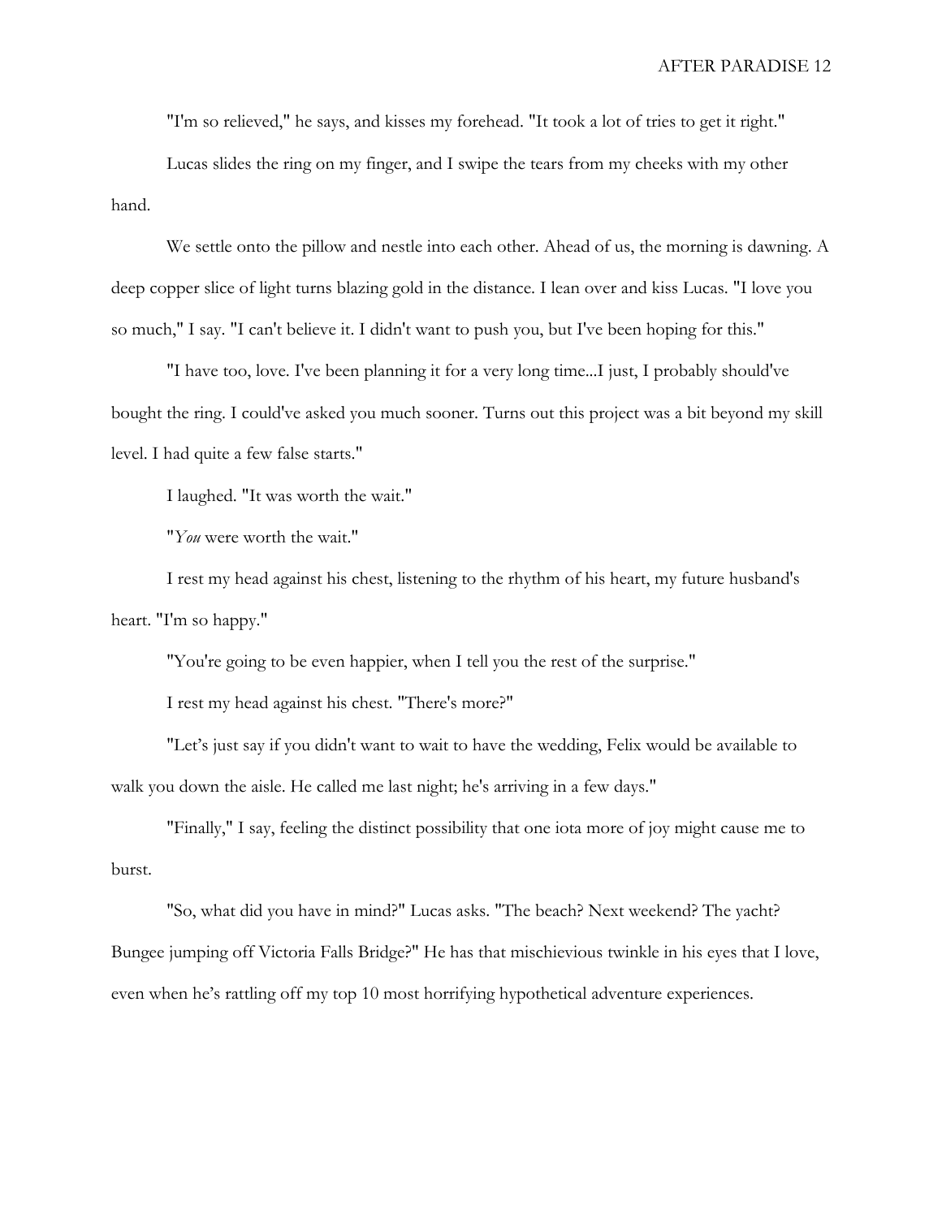"I'm so relieved," he says, and kisses my forehead. "It took a lot of tries to get it right."

Lucas slides the ring on my finger, and I swipe the tears from my cheeks with my other hand.

We settle onto the pillow and nestle into each other. Ahead of us, the morning is dawning. A deep copper slice of light turns blazing gold in the distance. I lean over and kiss Lucas. "I love you so much," I say. "I can't believe it. I didn't want to push you, but I've been hoping for this."

"I have too, love. I've been planning it for a very long time...I just, I probably should've bought the ring. I could've asked you much sooner. Turns out this project was a bit beyond my skill level. I had quite a few false starts."

I laughed. "It was worth the wait."

"*You* were worth the wait."

I rest my head against his chest, listening to the rhythm of his heart, my future husband's heart. "I'm so happy."

"You're going to be even happier, when I tell you the rest of the surprise."

I rest my head against his chest. "There's more?"

"Let's just say if you didn't want to wait to have the wedding, Felix would be available to walk you down the aisle. He called me last night; he's arriving in a few days."

"Finally," I say, feeling the distinct possibility that one iota more of joy might cause me to burst.

"So, what did you have in mind?" Lucas asks. "The beach? Next weekend? The yacht? Bungee jumping off Victoria Falls Bridge?" He has that mischievious twinkle in his eyes that I love, even when he's rattling off my top 10 most horrifying hypothetical adventure experiences.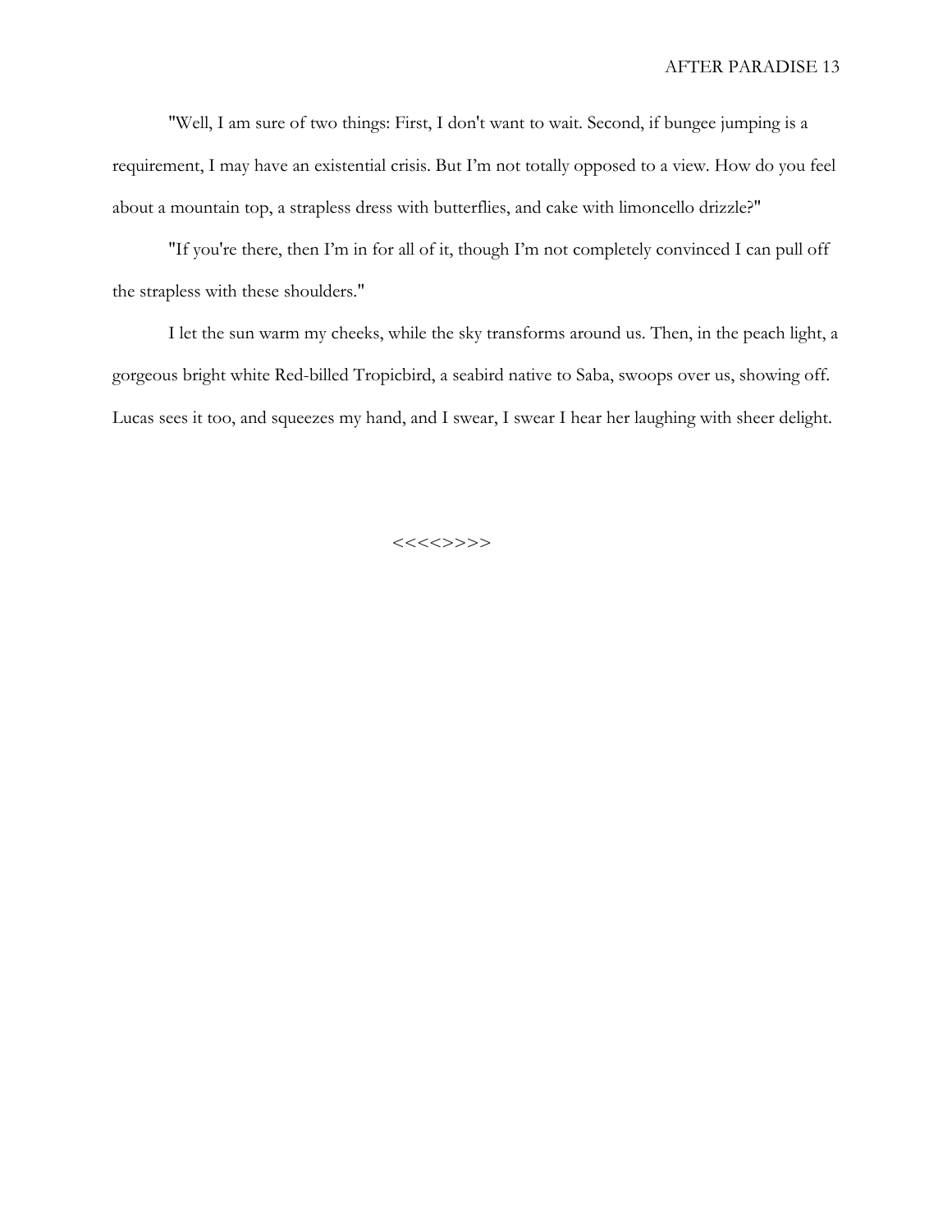"Well, I am sure of two things: First, I don't want to wait. Second, if bungee jumping is a requirement, I may have an existential crisis. But I'm not totally opposed to a view. How do you feel about a mountain top, a strapless dress with butterflies, and cake with limoncello drizzle?"

"If you're there, then I'm in for all of it, though I'm not completely convinced I can pull off the strapless with these shoulders."

I let the sun warm my cheeks, while the sky transforms around us. Then, in the peach light, a gorgeous bright white Red-billed Tropicbird, a seabird native to Saba, swoops over us, showing off. Lucas sees it too, and squeezes my hand, and I swear, I swear I hear her laughing with sheer delight.

<<<<>>>>